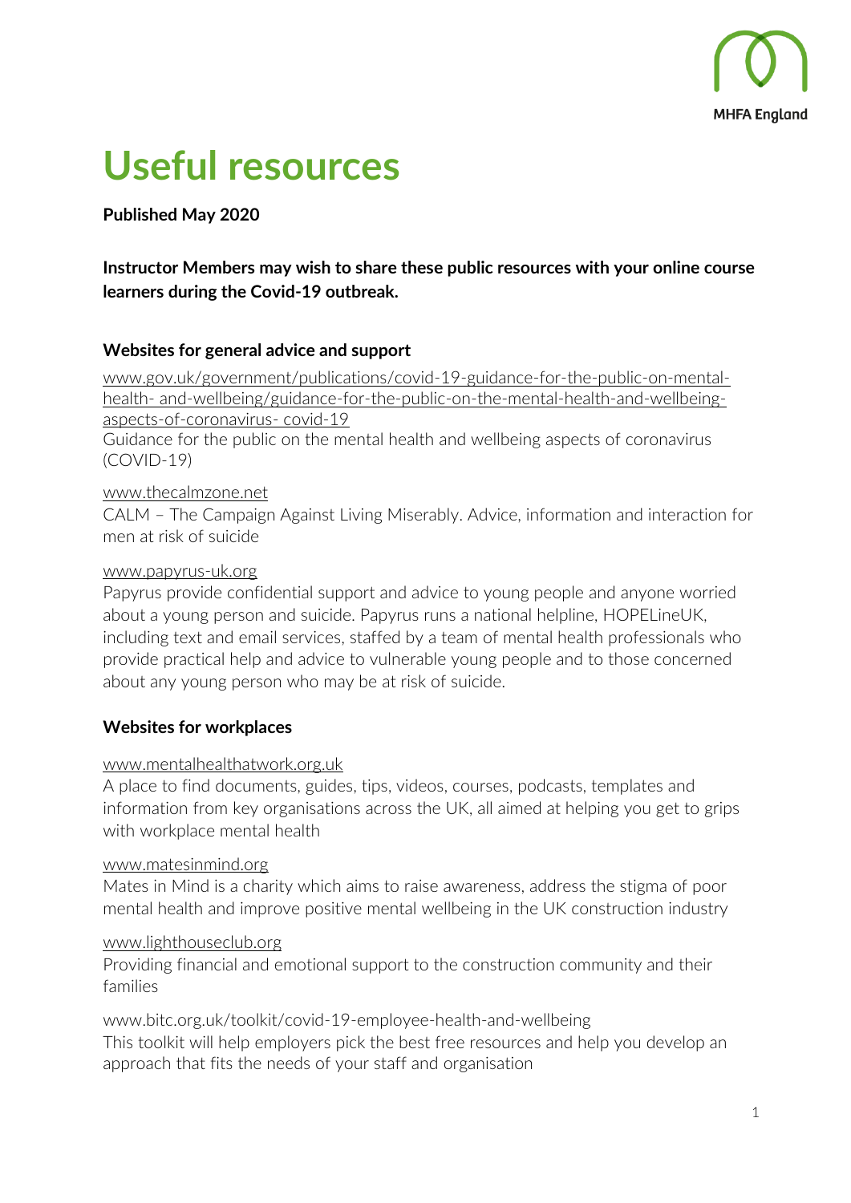# Useful resources

**Published May 2020**

**Instructor Members may wish to share these public resources with your online course learners during the Covid-19 outbreak.**

## Websites for general advice and support

www.gov.uk/government/publications/covid-19-guidance-for-the-public-on-mental-health- and-wellbeing/guidance-for-the-public-on-the-mental-health-and-wellbeing-aspects-of-coronavirus- covid-19
Guidance for the public on the mental health and wellbeing aspects of coronavirus (COVID-19)

www.thecalmzone.net
CALM – The Campaign Against Living Miserably. Advice, information and interaction for men at risk of suicide

www.papyrus-uk.org
Papyrus provide confidential support and advice to young people and anyone worried about a young person and suicide. Papyrus runs a national helpline, HOPELineUK, including text and email services, staffed by a team of mental health professionals who provide practical help and advice to vulnerable young people and to those concerned about any young person who may be at risk of suicide.

## Websites for workplaces

www.mentalhealthatwork.org.uk
A place to find documents, guides, tips, videos, courses, podcasts, templates and information from key organisations across the UK, all aimed at helping you get to grips with workplace mental health

www.matesinmind.org
Mates in Mind is a charity which aims to raise awareness, address the stigma of poor mental health and improve positive mental wellbeing in the UK construction industry

www.lighthouseclub.org
Providing financial and emotional support to the construction community and their families

www.bitc.org.uk/toolkit/covid-19-employee-health-and-wellbeing
This toolkit will help employers pick the best free resources and help you develop an approach that fits the needs of your staff and organisation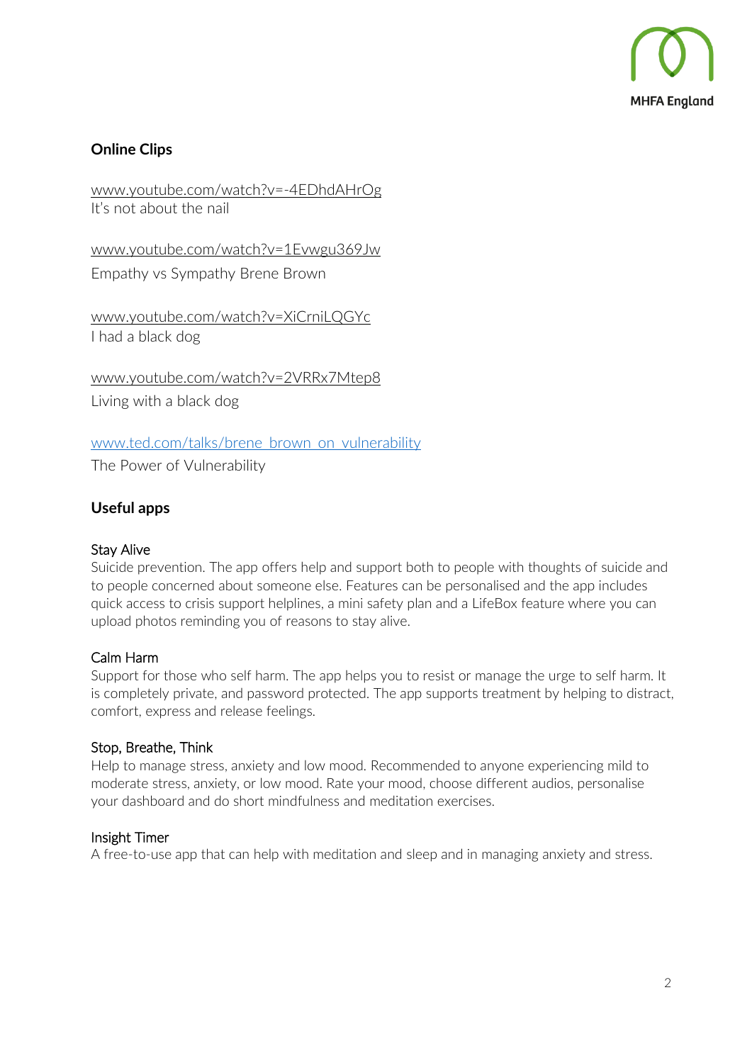**Online Clips**

www.youtube.com/watch?v=-4EDhdAHrOg
It's not about the nail

www.youtube.com/watch?v=1Evwgu369Jw
Empathy vs Sympathy Brene Brown

www.youtube.com/watch?v=XiCrniLQGYc
I had a black dog

www.youtube.com/watch?v=2VRRx7Mtep8
Living with a black dog

www.ted.com/talks/brene_brown_on_vulnerability
The Power of Vulnerability

**Useful apps**

Stay Alive
Suicide prevention. The app offers help and support both to people with thoughts of suicide and to people concerned about someone else. Features can be personalised and the app includes quick access to crisis support helplines, a mini safety plan and a LifeBox feature where you can upload photos reminding you of reasons to stay alive.

Calm Harm
Support for those who self harm. The app helps you to resist or manage the urge to self harm. It is completely private, and password protected. The app supports treatment by helping to distract, comfort, express and release feelings.

Stop, Breathe, Think
Help to manage stress, anxiety and low mood. Recommended to anyone experiencing mild to moderate stress, anxiety, or low mood. Rate your mood, choose different audios, personalise your dashboard and do short mindfulness and meditation exercises.

Insight Timer
A free-to-use app that can help with meditation and sleep and in managing anxiety and stress.